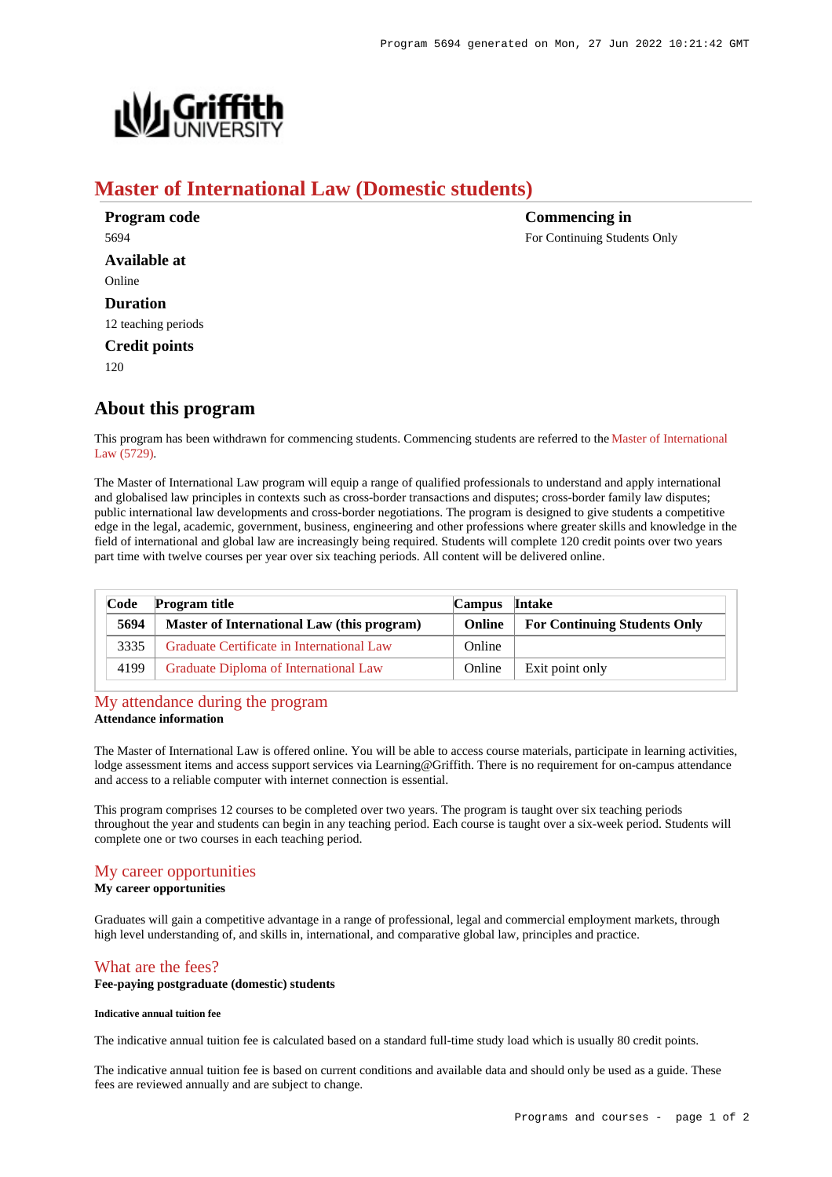# Master of International Law (Domestic students)

**Program code**
5694

**Available at**
Online

**Duration**
12 teaching periods

**Credit points**
120

**Commencing in**
For Continuing Students Only

## About this program

This program has been withdrawn for commencing students. Commencing students are referred to the Master of International Law (5729).

The Master of International Law program will equip a range of qualified professionals to understand and apply international and globalised law principles in contexts such as cross-border transactions and disputes; cross-border family law disputes; public international law developments and cross-border negotiations. The program is designed to give students a competitive edge in the legal, academic, government, business, engineering and other professions where greater skills and knowledge in the field of international and global law are increasingly being required. Students will complete 120 credit points over two years part time with twelve courses per year over six teaching periods. All content will be delivered online.

| Code | Program title | Campus | Intake |
|---|---|---|---|
| **5694** | **Master of International Law (this program)** | **Online** | **For Continuing Students Only** |
| 3335 | Graduate Certificate in International Law | Online | |
| 4199 | Graduate Diploma of International Law | Online | Exit point only |

## My attendance during the program

**Attendance information**

The Master of International Law is offered online. You will be able to access course materials, participate in learning activities, lodge assessment items and access support services via Learning@Griffith. There is no requirement for on-campus attendance and access to a reliable computer with internet connection is essential.

This program comprises 12 courses to be completed over two years. The program is taught over six teaching periods throughout the year and students can begin in any teaching period. Each course is taught over a six-week period. Students will complete one or two courses in each teaching period.

## My career opportunities

**My career opportunities**

Graduates will gain a competitive advantage in a range of professional, legal and commercial employment markets, through high level understanding of, and skills in, international, and comparative global law, principles and practice.

## What are the fees?

**Fee-paying postgraduate (domestic) students**

##### Indicative annual tuition fee

The indicative annual tuition fee is calculated based on a standard full-time study load which is usually 80 credit points.

The indicative annual tuition fee is based on current conditions and available data and should only be used as a guide. These fees are reviewed annually and are subject to change.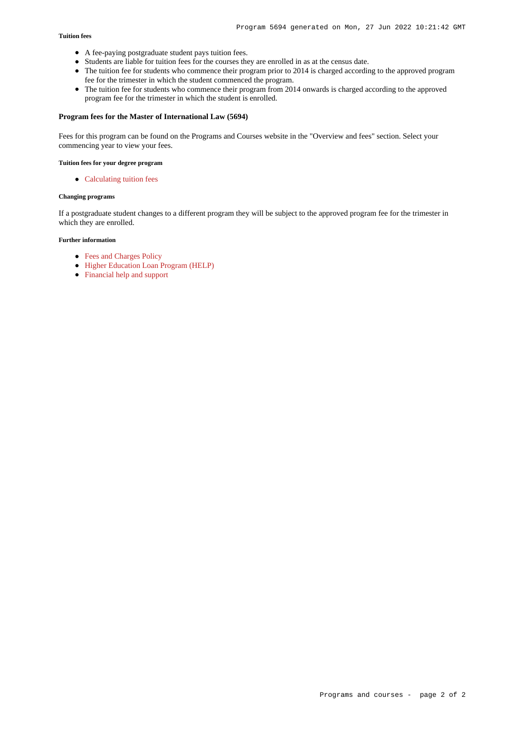#### Tuition fees

- A fee-paying postgraduate student pays tuition fees.
- Students are liable for tuition fees for the courses they are enrolled in as at the census date.
- The tuition fee for students who commence their program prior to 2014 is charged according to the approved program fee for the trimester in which the student commenced the program.
- The tuition fee for students who commence their program from 2014 onwards is charged according to the approved program fee for the trimester in which the student is enrolled.

### Program fees for the Master of International Law (5694)

Fees for this program can be found on the Programs and Courses website in the "Overview and fees" section. Select your commencing year to view your fees.

#### Tuition fees for your degree program

- Calculating tuition fees

#### Changing programs

If a postgraduate student changes to a different program they will be subject to the approved program fee for the trimester in which they are enrolled.

#### Further information

- Fees and Charges Policy
- Higher Education Loan Program (HELP)
- Financial help and support